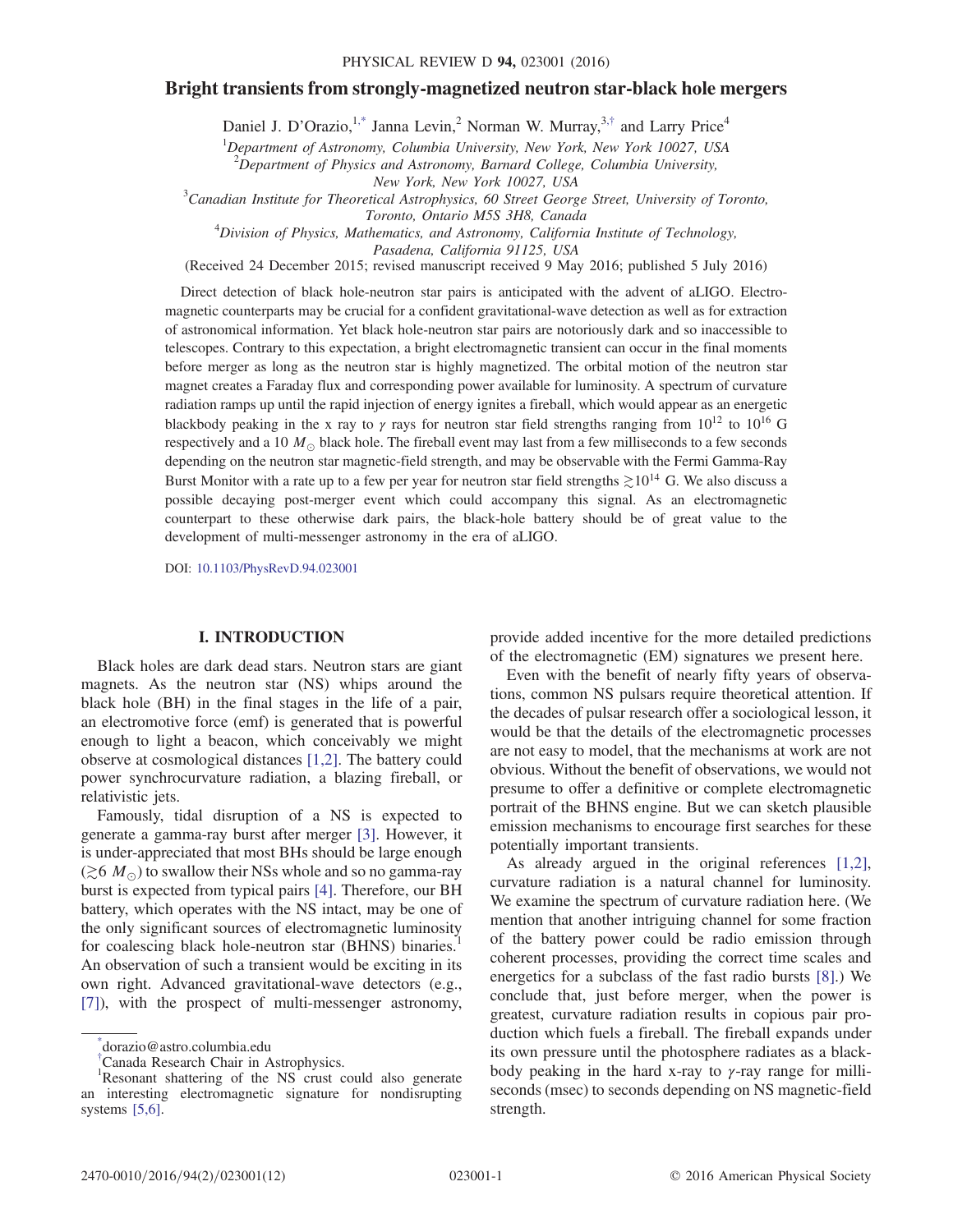# Bright transients from strongly-magnetized neutron star-black hole mergers

Daniel J. D'Orazio,[1,*] Janna Levin,[2] Norman W. Murray,[3,†] and Larry Price[4]

[1]Department of Astronomy, Columbia University, New York, New York 10027, USA
[2]Department of Physics and Astronomy, Barnard College, Columbia University, New York, New York 10027, USA
[3]Canadian Institute for Theoretical Astrophysics, 60 Street George Street, University of Toronto, Toronto, Ontario M5S 3H8, Canada
[4]Division of Physics, Mathematics, and Astronomy, California Institute of Technology, Pasadena, California 91125, USA

(Received 24 December 2015; revised manuscript received 9 May 2016; published 5 July 2016)

Direct detection of black hole-neutron star pairs is anticipated with the advent of aLIGO. Electromagnetic counterparts may be crucial for a confident gravitational-wave detection as well as for extraction of astronomical information. Yet black hole-neutron star pairs are notoriously dark and so inaccessible to telescopes. Contrary to this expectation, a bright electromagnetic transient can occur in the final moments before merger as long as the neutron star is highly magnetized. The orbital motion of the neutron star magnet creates a Faraday flux and corresponding power available for luminosity. A spectrum of curvature radiation ramps up until the rapid injection of energy ignites a fireball, which would appear as an energetic blackbody peaking in the x ray to $\gamma$ rays for neutron star field strengths ranging from $10^{12}$ to $10^{16}$ G respectively and a 10 $M_{\odot}$ black hole. The fireball event may last from a few milliseconds to a few seconds depending on the neutron star magnetic-field strength, and may be observable with the Fermi Gamma-Ray Burst Monitor with a rate up to a few per year for neutron star field strengths $\gtrsim 10^{14}$ G. We also discuss a possible decaying post-merger event which could accompany this signal. As an electromagnetic counterpart to these otherwise dark pairs, the black-hole battery should be of great value to the development of multi-messenger astronomy in the era of aLIGO.

DOI: 10.1103/PhysRevD.94.023001

## I. INTRODUCTION

Black holes are dark dead stars. Neutron stars are giant magnets. As the neutron star (NS) whips around the black hole (BH) in the final stages in the life of a pair, an electromotive force (emf) is generated that is powerful enough to light a beacon, which conceivably we might observe at cosmological distances [1,2]. The battery could power synchrocurvature radiation, a blazing fireball, or relativistic jets.

Famously, tidal disruption of a NS is expected to generate a gamma-ray burst after merger [3]. However, it is under-appreciated that most BHs should be large enough ($\gtrsim 6\ M_{\odot}$) to swallow their NSs whole and so no gamma-ray burst is expected from typical pairs [4]. Therefore, our BH battery, which operates with the NS intact, may be one of the only significant sources of electromagnetic luminosity for coalescing black hole-neutron star (BHNS) binaries.[1] An observation of such a transient would be exciting in its own right. Advanced gravitational-wave detectors (e.g., [7]), with the prospect of multi-messenger astronomy, provide added incentive for the more detailed predictions of the electromagnetic (EM) signatures we present here.

Even with the benefit of nearly fifty years of observations, common NS pulsars require theoretical attention. If the decades of pulsar research offer a sociological lesson, it would be that the details of the electromagnetic processes are not easy to model, that the mechanisms at work are not obvious. Without the benefit of observations, we would not presume to offer a definitive or complete electromagnetic portrait of the BHNS engine. But we can sketch plausible emission mechanisms to encourage first searches for these potentially important transients.

As already argued in the original references [1,2], curvature radiation is a natural channel for luminosity. We examine the spectrum of curvature radiation here. (We mention that another intriguing channel for some fraction of the battery power could be radio emission through coherent processes, providing the correct time scales and energetics for a subclass of the fast radio bursts [8].) We conclude that, just before merger, when the power is greatest, curvature radiation results in copious pair production which fuels a fireball. The fireball expands under its own pressure until the photosphere radiates as a blackbody peaking in the hard x-ray to $\gamma$-ray range for milliseconds (msec) to seconds depending on NS magnetic-field strength.

---

[*]dorazio@astro.columbia.edu

[†]Canada Research Chair in Astrophysics.

[1]Resonant shattering of the NS crust could also generate an interesting electromagnetic signature for nondisrupting systems [5,6].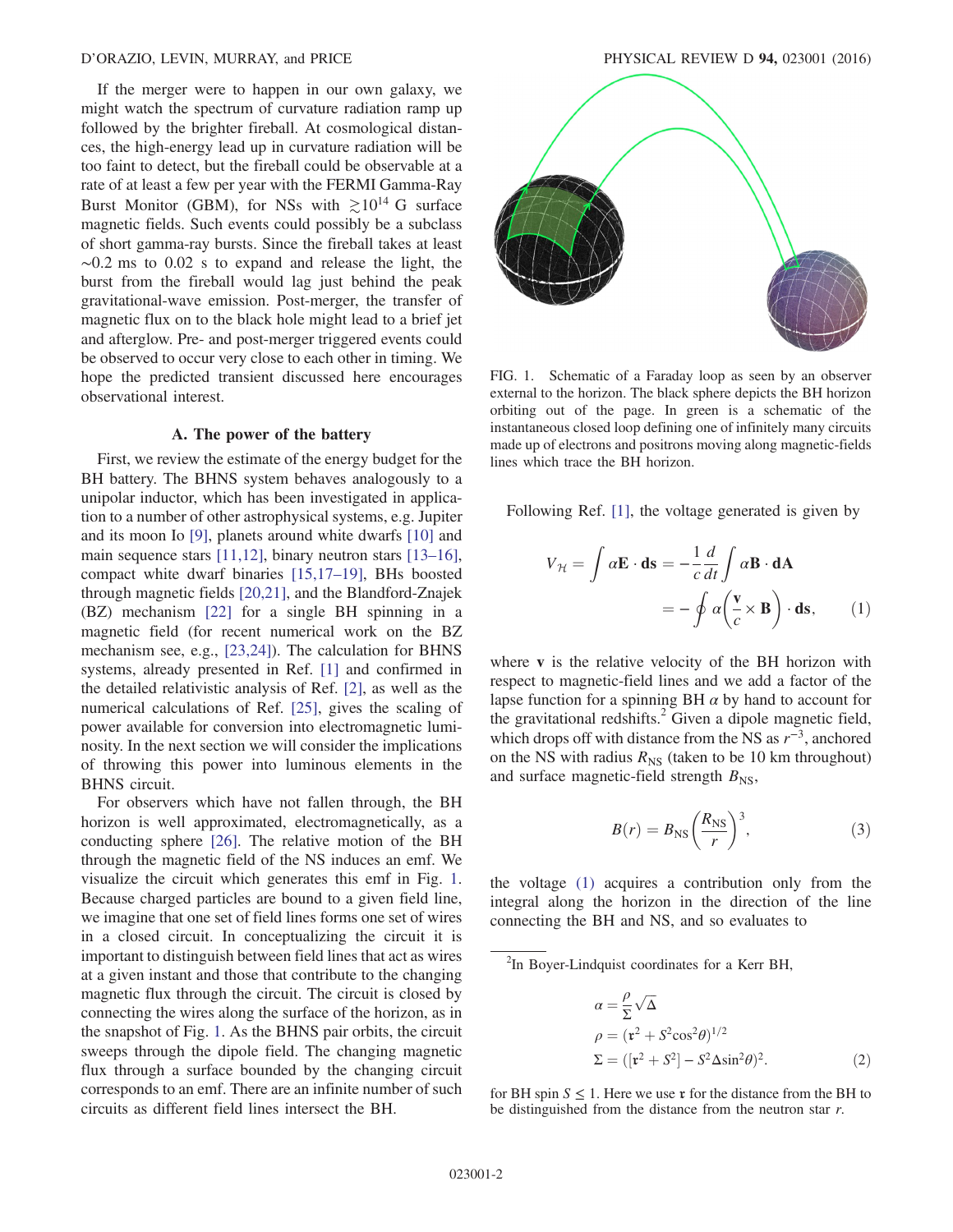If the merger were to happen in our own galaxy, we might watch the spectrum of curvature radiation ramp up followed by the brighter fireball. At cosmological distances, the high-energy lead up in curvature radiation will be too faint to detect, but the fireball could be observable at a rate of at least a few per year with the FERMI Gamma-Ray Burst Monitor (GBM), for NSs with $\gtrsim 10^{14}$ G surface magnetic fields. Such events could possibly be a subclass of short gamma-ray bursts. Since the fireball takes at least $\sim$0.2 ms to 0.02 s to expand and release the light, the burst from the fireball would lag just behind the peak gravitational-wave emission. Post-merger, the transfer of magnetic flux on to the black hole might lead to a brief jet and afterglow. Pre- and post-merger triggered events could be observed to occur very close to each other in timing. We hope the predicted transient discussed here encourages observational interest.

### A. The power of the battery

First, we review the estimate of the energy budget for the BH battery. The BHNS system behaves analogously to a unipolar inductor, which has been investigated in application to a number of other astrophysical systems, e.g. Jupiter and its moon Io [9], planets around white dwarfs [10] and main sequence stars [11,12], binary neutron stars [13–16], compact white dwarf binaries [15,17–19], BHs boosted through magnetic fields [20,21], and the Blandford-Znajek (BZ) mechanism [22] for a single BH spinning in a magnetic field (for recent numerical work on the BZ mechanism see, e.g., [23,24]). The calculation for BHNS systems, already presented in Ref. [1] and confirmed in the detailed relativistic analysis of Ref. [2], as well as the numerical calculations of Ref. [25], gives the scaling of power available for conversion into electromagnetic luminosity. In the next section we will consider the implications of throwing this power into luminous elements in the BHNS circuit.

For observers which have not fallen through, the BH horizon is well approximated, electromagnetically, as a conducting sphere [26]. The relative motion of the BH through the magnetic field of the NS induces an emf. We visualize the circuit which generates this emf in Fig. 1. Because charged particles are bound to a given field line, we imagine that one set of field lines forms one set of wires in a closed circuit. In conceptualizing the circuit it is important to distinguish between field lines that act as wires at a given instant and those that contribute to the changing magnetic flux through the circuit. The circuit is closed by connecting the wires along the surface of the horizon, as in the snapshot of Fig. 1. As the BHNS pair orbits, the circuit sweeps through the dipole field. The changing magnetic flux through a surface bounded by the changing circuit corresponds to an emf. There are an infinite number of such circuits as different field lines intersect the BH.

FIG. 1. Schematic of a Faraday loop as seen by an observer external to the horizon. The black sphere depicts the BH horizon orbiting out of the page. In green is a schematic of the instantaneous closed loop defining one of infinitely many circuits made up of electrons and positrons moving along magnetic-fields lines which trace the BH horizon.

Following Ref. [1], the voltage generated is given by

$$V_{\mathcal{H}} = \int \alpha \mathbf{E} \cdot \mathbf{ds} = -\frac{1}{c}\frac{d}{dt}\int \alpha \mathbf{B} \cdot \mathbf{dA} = -\oint \alpha\left(\frac{\mathbf{v}}{c} \times \mathbf{B}\right) \cdot \mathbf{ds}, \tag{1}$$

where $\mathbf{v}$ is the relative velocity of the BH horizon with respect to magnetic-field lines and we add a factor of the lapse function for a spinning BH $\alpha$ by hand to account for the gravitational redshifts.[2] Given a dipole magnetic field, which drops off with distance from the NS as $r^{-3}$, anchored on the NS with radius $R_{\mathrm{NS}}$ (taken to be 10 km throughout) and surface magnetic-field strength $B_{\mathrm{NS}}$,

$$B(r) = B_{\mathrm{NS}}\left(\frac{R_{\mathrm{NS}}}{r}\right)^3, \tag{3}$$

the voltage (1) acquires a contribution only from the integral along the horizon in the direction of the line connecting the BH and NS, and so evaluates to

[2] In Boyer-Lindquist coordinates for a Kerr BH,

$$\alpha = \frac{\rho}{\Sigma}\sqrt{\Delta}$$
$$\rho = (\mathfrak{r}^2 + S^2\cos^2\theta)^{1/2}$$
$$\Sigma = ([\mathfrak{r}^2 + S^2] - S^2\Delta\sin^2\theta)^2. \tag{2}$$

for BH spin $S \leq 1$. Here we use $\mathfrak{r}$ for the distance from the BH to be distinguished from the distance from the neutron star $r$.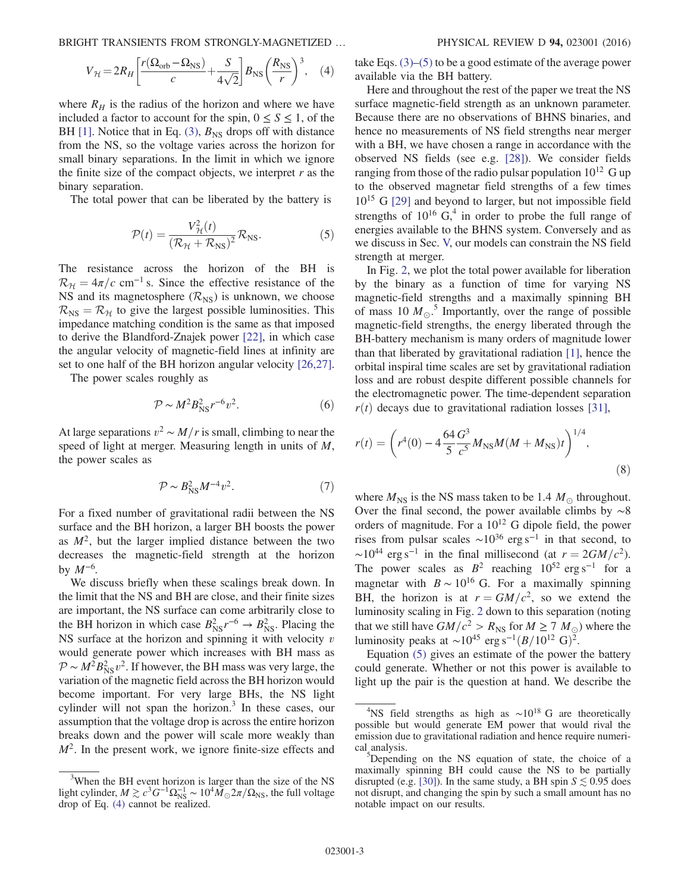$$V_{\mathcal{H}} = 2R_H\left[\frac{r(\Omega_{\rm orb} - \Omega_{\rm NS})}{c} + \frac{S}{4\sqrt{2}}\right]B_{\rm NS}\left(\frac{R_{\rm NS}}{r}\right)^3, \quad (4)$$

where $R_H$ is the radius of the horizon and where we have included a factor to account for the spin, $0 \leq S \leq 1$, of the BH [1]. Notice that in Eq. (3), $B_{\rm NS}$ drops off with distance from the NS, so the voltage varies across the horizon for small binary separations. In the limit in which we ignore the finite size of the compact objects, we interpret $r$ as the binary separation.

The total power that can be liberated by the battery is

$$\mathcal{P}(t) = \frac{V_{\mathcal{H}}^2(t)}{(\mathcal{R}_{\mathcal{H}} + \mathcal{R}_{\rm NS})^2}\mathcal{R}_{\rm NS}. \quad (5)$$

The resistance across the horizon of the BH is $\mathcal{R}_{\mathcal{H}} = 4\pi/c$ cm$^{-1}$ s. Since the effective resistance of the NS and its magnetosphere ($\mathcal{R}_{\rm NS}$) is unknown, we choose $\mathcal{R}_{\rm NS} = \mathcal{R}_{\mathcal{H}}$ to give the largest possible luminosities. This impedance matching condition is the same as that imposed to derive the Blandford-Znajek power [22], in which case the angular velocity of magnetic-field lines at infinity are set to one half of the BH horizon angular velocity [26,27].

The power scales roughly as

$$\mathcal{P} \sim M^2 B_{\rm NS}^2 r^{-6} v^2. \quad (6)$$

At large separations $v^2 \sim M/r$ is small, climbing to near the speed of light at merger. Measuring length in units of $M$, the power scales as

$$\mathcal{P} \sim B_{\rm NS}^2 M^{-4} v^2. \quad (7)$$

For a fixed number of gravitational radii between the NS surface and the BH horizon, a larger BH boosts the power as $M^2$, but the larger implied distance between the two decreases the magnetic-field strength at the horizon by $M^{-6}$.

We discuss briefly when these scalings break down. In the limit that the NS and BH are close, and their finite sizes are important, the NS surface can come arbitrarily close to the BH horizon in which case $B_{\rm NS}^2 r^{-6} \to B_{\rm NS}^2$. Placing the NS surface at the horizon and spinning it with velocity $v$ would generate power which increases with BH mass as $\mathcal{P} \sim M^2 B_{\rm NS}^2 v^2$. If however, the BH mass was very large, the variation of the magnetic field across the BH horizon would become important. For very large BHs, the NS light cylinder will not span the horizon.[3] In these cases, our assumption that the voltage drop is across the entire horizon breaks down and the power will scale more weakly than $M^2$. In the present work, we ignore finite-size effects and take Eqs. (3)–(5) to be a good estimate of the average power available via the BH battery.

Here and throughout the rest of the paper we treat the NS surface magnetic-field strength as an unknown parameter. Because there are no observations of BHNS binaries, and hence no measurements of NS field strengths near merger with a BH, we have chosen a range in accordance with the observed NS fields (see e.g. [28]). We consider fields ranging from those of the radio pulsar population $10^{12}$ G up to the observed magnetar field strengths of a few times $10^{15}$ G [29] and beyond to larger, but not impossible field strengths of $10^{16}$ G,[4] in order to probe the full range of energies available to the BHNS system. Conversely and as we discuss in Sec. V, our models can constrain the NS field strength at merger.

In Fig. 2, we plot the total power available for liberation by the binary as a function of time for varying NS magnetic-field strengths and a maximally spinning BH of mass 10 $M_\odot$.[5] Importantly, over the range of possible magnetic-field strengths, the energy liberated through the BH-battery mechanism is many orders of magnitude lower than that liberated by gravitational radiation [1], hence the orbital inspiral time scales are set by gravitational radiation loss and are robust despite different possible channels for the electromagnetic power. The time-dependent separation $r(t)$ decays due to gravitational radiation losses [31],

$$r(t) = \left(r^4(0) - 4\frac{64}{5}\frac{G^3}{c^5}M_{\rm NS}M(M + M_{\rm NS})t\right)^{1/4}, \quad (8)$$

where $M_{\rm NS}$ is the NS mass taken to be 1.4 $M_\odot$ throughout. Over the final second, the power available climbs by $\sim$8 orders of magnitude. For a $10^{12}$ G dipole field, the power rises from pulsar scales $\sim 10^{36}$ erg s$^{-1}$ in that second, to $\sim 10^{44}$ erg s$^{-1}$ in the final millisecond (at $r = 2GM/c^2$). The power scales as $B^2$ reaching $10^{52}$ erg s$^{-1}$ for a magnetar with $B \sim 10^{16}$ G. For a maximally spinning BH, the horizon is at $r = GM/c^2$, so we extend the luminosity scaling in Fig. 2 down to this separation (noting that we still have $GM/c^2 > R_{\rm NS}$ for $M \geq 7\ M_\odot$) where the luminosity peaks at $\sim 10^{45}$ erg s$^{-1}(B/10^{12}\ {\rm G})^2$.

Equation (5) gives an estimate of the power the battery could generate. Whether or not this power is available to light up the pair is the question at hand. We describe the

---

[3] When the BH event horizon is larger than the size of the NS light cylinder, $M \gtrsim c^3 G^{-1}\Omega_{\rm NS}^{-1} \sim 10^4 M_\odot 2\pi/\Omega_{\rm NS}$, the full voltage drop of Eq. (4) cannot be realized.

[4] NS field strengths as high as $\sim 10^{18}$ G are theoretically possible but would generate EM power that would rival the emission due to gravitational radiation and hence require numerical analysis.

[5] Depending on the NS equation of state, the choice of a maximally spinning BH could cause the NS to be partially disrupted (e.g. [30]). In the same study, a BH spin $S \lesssim 0.95$ does not disrupt, and changing the spin by such a small amount has no notable impact on our results.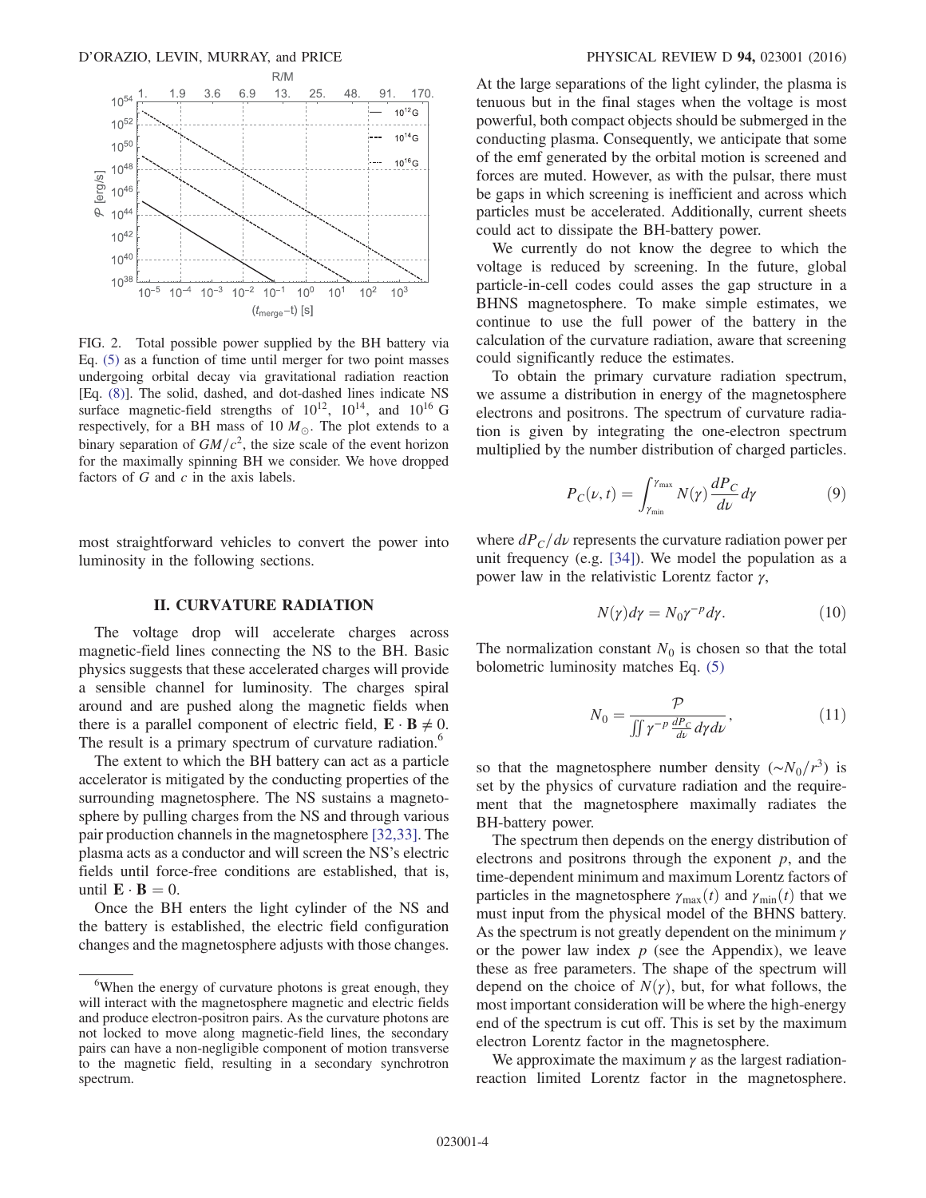R/M

1. 1.9 3.6 6.9 13. 25. 48. 91. 170.

$10^{54}$ $10^{52}$ $10^{50}$ $10^{48}$ $10^{46}$ $10^{44}$ $10^{42}$ $10^{40}$ $10^{38}$

$\mathcal{P}$ [erg/s]

$10^{12}$G

$10^{14}$G

$10^{16}$G

$10^{-5}$ $10^{-4}$ $10^{-3}$ $10^{-2}$ $10^{-1}$ $10^{0}$ $10^{1}$ $10^{2}$ $10^{3}$

($t_{\rm merge}$−t) [s]

FIG. 2. Total possible power supplied by the BH battery via Eq. (5) as a function of time until merger for two point masses undergoing orbital decay via gravitational radiation reaction [Eq. (8)]. The solid, dashed, and dot-dashed lines indicate NS surface magnetic-field strengths of $10^{12}$, $10^{14}$, and $10^{16}$ G respectively, for a BH mass of $10\ M_{\odot}$. The plot extends to a binary separation of $GM/c^2$, the size scale of the event horizon for the maximally spinning BH we consider. We hove dropped factors of $G$ and $c$ in the axis labels.

most straightforward vehicles to convert the power into luminosity in the following sections.

## II. CURVATURE RADIATION

The voltage drop will accelerate charges across magnetic-field lines connecting the NS to the BH. Basic physics suggests that these accelerated charges will provide a sensible channel for luminosity. The charges spiral around and are pushed along the magnetic fields when there is a parallel component of electric field, $\mathbf{E}\cdot\mathbf{B}\neq 0$. The result is a primary spectrum of curvature radiation.[6]

The extent to which the BH battery can act as a particle accelerator is mitigated by the conducting properties of the surrounding magnetosphere. The NS sustains a magnetosphere by pulling charges from the NS and through various pair production channels in the magnetosphere [32,33]. The plasma acts as a conductor and will screen the NS's electric fields until force-free conditions are established, that is, until $\mathbf{E}\cdot\mathbf{B}=0$.

Once the BH enters the light cylinder of the NS and the battery is established, the electric field configuration changes and the magnetosphere adjusts with those changes. At the large separations of the light cylinder, the plasma is tenuous but in the final stages when the voltage is most powerful, both compact objects should be submerged in the conducting plasma. Consequently, we anticipate that some of the emf generated by the orbital motion is screened and forces are muted. However, as with the pulsar, there must be gaps in which screening is inefficient and across which particles must be accelerated. Additionally, current sheets could act to dissipate the BH-battery power.

We currently do not know the degree to which the voltage is reduced by screening. In the future, global particle-in-cell codes could asses the gap structure in a BHNS magnetosphere. To make simple estimates, we continue to use the full power of the battery in the calculation of the curvature radiation, aware that screening could significantly reduce the estimates.

To obtain the primary curvature radiation spectrum, we assume a distribution in energy of the magnetosphere electrons and positrons. The spectrum of curvature radiation is given by integrating the one-electron spectrum multiplied by the number distribution of charged particles.

$$P_C(\nu,t)=\int_{\gamma_{\rm min}}^{\gamma_{\rm max}} N(\gamma)\frac{dP_C}{d\nu}d\gamma \tag{9}$$

where $dP_C/d\nu$ represents the curvature radiation power per unit frequency (e.g. [34]). We model the population as a power law in the relativistic Lorentz factor $\gamma$,

$$N(\gamma)d\gamma = N_0\gamma^{-p}d\gamma. \tag{10}$$

The normalization constant $N_0$ is chosen so that the total bolometric luminosity matches Eq. (5)

$$N_0=\frac{\mathcal{P}}{\iint \gamma^{-p}\frac{dP_C}{d\nu}d\gamma d\nu}, \tag{11}$$

so that the magnetosphere number density ($\sim N_0/r^3$) is set by the physics of curvature radiation and the requirement that the magnetosphere maximally radiates the BH-battery power.

The spectrum then depends on the energy distribution of electrons and positrons through the exponent $p$, and the time-dependent minimum and maximum Lorentz factors of particles in the magnetosphere $\gamma_{\rm max}(t)$ and $\gamma_{\rm min}(t)$ that we must input from the physical model of the BHNS battery. As the spectrum is not greatly dependent on the minimum $\gamma$ or the power law index $p$ (see the Appendix), we leave these as free parameters. The shape of the spectrum will depend on the choice of $N(\gamma)$, but, for what follows, the most important consideration will be where the high-energy end of the spectrum is cut off. This is set by the maximum electron Lorentz factor in the magnetosphere.

We approximate the maximum $\gamma$ as the largest radiation-reaction limited Lorentz factor in the magnetosphere.

[6] When the energy of curvature photons is great enough, they will interact with the magnetosphere magnetic and electric fields and produce electron-positron pairs. As the curvature photons are not locked to move along magnetic-field lines, the secondary pairs can have a non-negligible component of motion transverse to the magnetic field, resulting in a secondary synchrotron spectrum.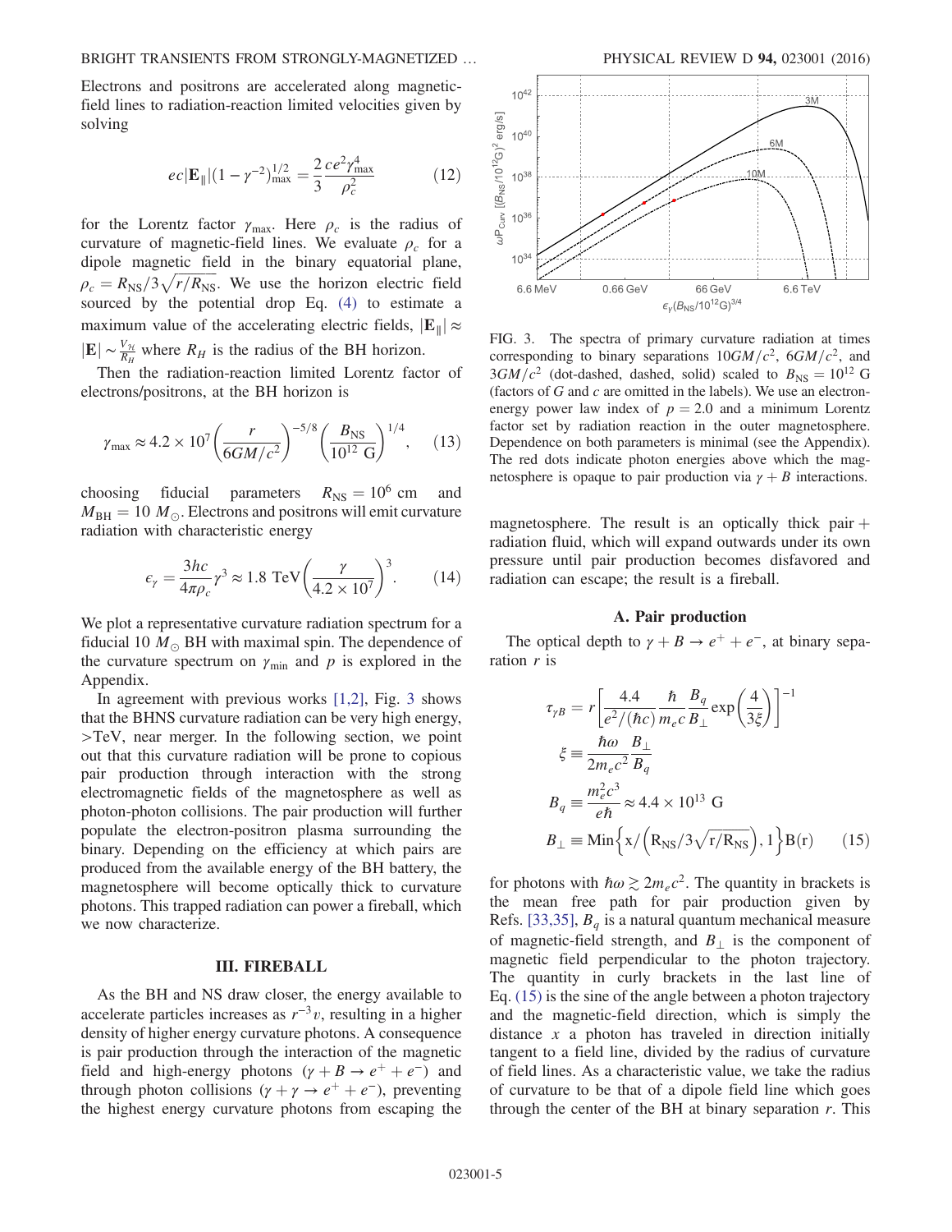Electrons and positrons are accelerated along magnetic-field lines to radiation-reaction limited velocities given by solving

$$ec|\mathbf{E}_{\parallel}|(1-\gamma^{-2})^{1/2}_{\max} = \frac{2}{3}\frac{ce^2\gamma_{\max}^4}{\rho_c^2} \tag{12}$$

for the Lorentz factor $\gamma_{\max}$. Here $\rho_c$ is the radius of curvature of magnetic-field lines. We evaluate $\rho_c$ for a dipole magnetic field in the binary equatorial plane, $\rho_c = R_{\rm NS}/3\sqrt{r/R_{\rm NS}}$. We use the horizon electric field sourced by the potential drop Eq. (4) to estimate a maximum value of the accelerating electric fields, $|\mathbf{E}_{\parallel}| \approx |\mathbf{E}| \sim \frac{V_{\mathcal{H}}}{R_H}$ where $R_H$ is the radius of the BH horizon.

Then the radiation-reaction limited Lorentz factor of electrons/positrons, at the BH horizon is

$$\gamma_{\max} \approx 4.2\times10^7\left(\frac{r}{6GM/c^2}\right)^{-5/8}\left(\frac{B_{\rm NS}}{10^{12}\ \rm G}\right)^{1/4}, \tag{13}$$

choosing fiducial parameters $R_{\rm NS} = 10^6$ cm and $M_{\rm BH} = 10\ M_{\odot}$. Electrons and positrons will emit curvature radiation with characteristic energy

$$\epsilon_\gamma = \frac{3hc}{4\pi\rho_c}\gamma^3 \approx 1.8\ {\rm TeV}\left(\frac{\gamma}{4.2\times10^7}\right)^3. \tag{14}$$

We plot a representative curvature radiation spectrum for a fiducial 10 $M_{\odot}$ BH with maximal spin. The dependence of the curvature spectrum on $\gamma_{\min}$ and $p$ is explored in the Appendix.

In agreement with previous works [1,2], Fig. 3 shows that the BHNS curvature radiation can be very high energy, >TeV, near merger. In the following section, we point out that this curvature radiation will be prone to copious pair production through interaction with the strong electromagnetic fields of the magnetosphere as well as photon-photon collisions. The pair production will further populate the electron-positron plasma surrounding the binary. Depending on the efficiency at which pairs are produced from the available energy of the BH battery, the magnetosphere will become optically thick to curvature photons. This trapped radiation can power a fireball, which we now characterize.

## III. FIREBALL

As the BH and NS draw closer, the energy available to accelerate particles increases as $r^{-3}v$, resulting in a higher density of higher energy curvature photons. A consequence is pair production through the interaction of the magnetic field and high-energy photons ($\gamma + B \rightarrow e^+ + e^-$) and through photon collisions ($\gamma + \gamma \rightarrow e^+ + e^-$), preventing the highest energy curvature photons from escaping the magnetosphere. The result is an optically thick pair + radiation fluid, which will expand outwards under its own pressure until pair production becomes disfavored and radiation can escape; the result is a fireball.

$10^{42}$
$10^{40}$
$10^{38}$
$10^{36}$
$10^{34}$
$\omega P_{\rm Curv}$ $[(B_{\rm NS}/10^{12}{\rm G})^2$ erg/s$]$
3M
6M
10M
6.6 MeV
0.66 GeV
66 GeV
6.6 TeV
$\epsilon_\gamma (B_{\rm NS}/10^{12}{\rm G})^{3/4}$

FIG. 3. The spectra of primary curvature radiation at times corresponding to binary separations $10GM/c^2$, $6GM/c^2$, and $3GM/c^2$ (dot-dashed, dashed, solid) scaled to $B_{\rm NS} = 10^{12}$ G (factors of $G$ and $c$ are omitted in the labels). We use an electron-energy power law index of $p = 2.0$ and a minimum Lorentz factor set by radiation reaction in the outer magnetosphere. Dependence on both parameters is minimal (see the Appendix). The red dots indicate photon energies above which the magnetosphere is opaque to pair production via $\gamma + B$ interactions.

### A. Pair production

The optical depth to $\gamma + B \rightarrow e^+ + e^-$, at binary separation $r$ is

$$\tau_{\gamma B} = r\left[\frac{4.4}{e^2/(\hbar c)}\frac{\hbar}{m_e c}\frac{B_q}{B_\perp}\exp\left(\frac{4}{3\xi}\right)\right]^{-1}$$
$$\xi \equiv \frac{\hbar\omega}{2m_e c^2}\frac{B_\perp}{B_q}$$
$$B_q \equiv \frac{m_e^2c^3}{e\hbar} \approx 4.4\times10^{13}\ {\rm G}$$
$$B_\perp \equiv {\rm Min}\left\{x/\left(R_{\rm NS}/3\sqrt{r/R_{\rm NS}}\right), 1\right\}B(r) \tag{15}$$

for photons with $\hbar\omega \gtrsim 2m_e c^2$. The quantity in brackets is the mean free path for pair production given by Refs. [33,35], $B_q$ is a natural quantum mechanical measure of magnetic-field strength, and $B_\perp$ is the component of magnetic field perpendicular to the photon trajectory. The quantity in curly brackets in the last line of Eq. (15) is the sine of the angle between a photon trajectory and the magnetic-field direction, which is simply the distance $x$ a photon has traveled in direction initially tangent to a field line, divided by the radius of curvature of field lines. As a characteristic value, we take the radius of curvature to be that of a dipole field line which goes through the center of the BH at binary separation $r$. This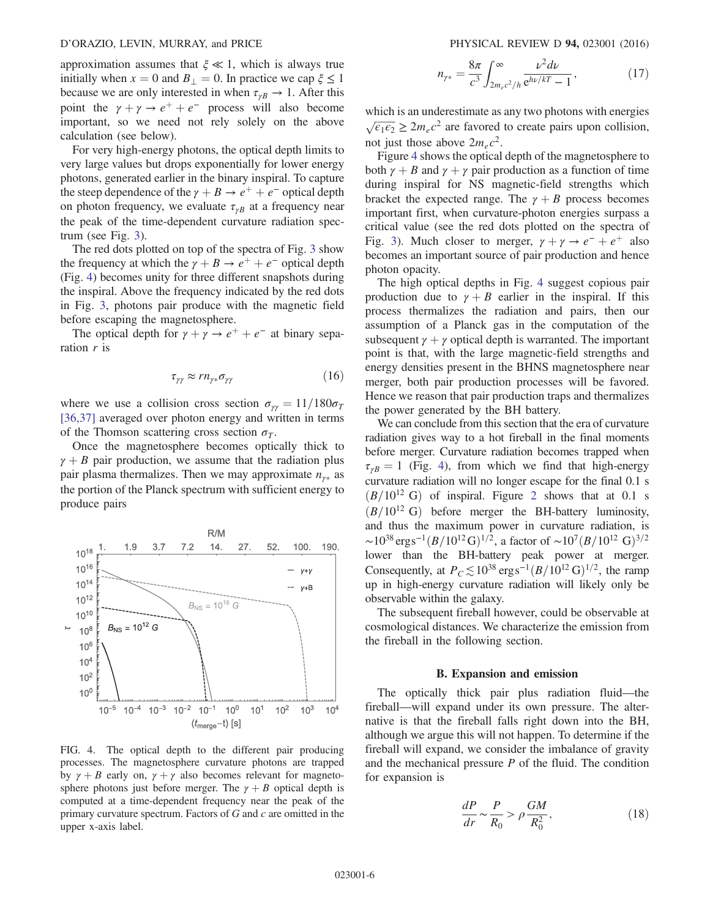approximation assumes that $\xi \ll 1$, which is always true initially when $x = 0$ and $B_\perp = 0$. In practice we cap $\xi \leq 1$ because we are only interested in when $\tau_{\gamma B} \to 1$. After this point the $\gamma + \gamma \to e^+ + e^-$ process will also become important, so we need not rely solely on the above calculation (see below).

For very high-energy photons, the optical depth limits to very large values but drops exponentially for lower energy photons, generated earlier in the binary inspiral. To capture the steep dependence of the $\gamma + B \to e^+ + e^-$ optical depth on photon frequency, we evaluate $\tau_{\gamma B}$ at a frequency near the peak of the time-dependent curvature radiation spectrum (see Fig. 3).

The red dots plotted on top of the spectra of Fig. 3 show the frequency at which the $\gamma + B \to e^+ + e^-$ optical depth (Fig. 4) becomes unity for three different snapshots during the inspiral. Above the frequency indicated by the red dots in Fig. 3, photons pair produce with the magnetic field before escaping the magnetosphere.

The optical depth for $\gamma + \gamma \to e^+ + e^-$ at binary separation $r$ is

$$\tau_{\gamma\gamma} \approx r n_{\gamma *} \sigma_{\gamma\gamma} \tag{16}$$

where we use a collision cross section $\sigma_{\gamma\gamma} = 11/180 \sigma_T$ [36,37] averaged over photon energy and written in terms of the Thomson scattering cross section $\sigma_T$.

Once the magnetosphere becomes optically thick to $\gamma + B$ pair production, we assume that the radiation plus pair plasma thermalizes. Then we may approximate $n_{\gamma *}$ as the portion of the Planck spectrum with sufficient energy to produce pairs

R/M
1. 1.9 3.7 7.2 14. 27. 52. 100. 190.
$10^{18}$ $10^{16}$ $10^{14}$ $10^{12}$ $10^{10}$ $10^{8}$ $10^{6}$ $10^{4}$ $10^{2}$ $10^{0}$
τ
— γ+γ
-- γ+B
$B_{NS} = 10^{16}$ G
$B_{NS} = 10^{12}$ G
$10^{-5}$ $10^{-4}$ $10^{-3}$ $10^{-2}$ $10^{-1}$ $10^{0}$ $10^{1}$ $10^{2}$ $10^{3}$ $10^{4}$
($t_{\rm merge}$−t) [s]

FIG. 4. The optical depth to the different pair producing processes. The magnetosphere curvature photons are trapped by $\gamma + B$ early on, $\gamma + \gamma$ also becomes relevant for magnetosphere photons just before merger. The $\gamma + B$ optical depth is computed at a time-dependent frequency near the peak of the primary curvature spectrum. Factors of $G$ and $c$ are omitted in the upper x-axis label.

$$n_{\gamma *} = \frac{8\pi}{c^3} \int_{2m_e c^2/h}^{\infty} \frac{\nu^2 d\nu}{e^{h\nu/kT} - 1}, \tag{17}$$

which is an underestimate as any two photons with energies $\sqrt{\epsilon_1 \epsilon_2} \geq 2 m_e c^2$ are favored to create pairs upon collision, not just those above $2 m_e c^2$.

Figure 4 shows the optical depth of the magnetosphere to both $\gamma + B$ and $\gamma + \gamma$ pair production as a function of time during inspiral for NS magnetic-field strengths which bracket the expected range. The $\gamma + B$ process becomes important first, when curvature-photon energies surpass a critical value (see the red dots plotted on the spectra of Fig. 3). Much closer to merger, $\gamma + \gamma \to e^- + e^+$ also becomes an important source of pair production and hence photon opacity.

The high optical depths in Fig. 4 suggest copious pair production due to $\gamma + B$ earlier in the inspiral. If this process thermalizes the radiation and pairs, then our assumption of a Planck gas in the computation of the subsequent $\gamma + \gamma$ optical depth is warranted. The important point is that, with the large magnetic-field strengths and energy densities present in the BHNS magnetosphere near merger, both pair production processes will be favored. Hence we reason that pair production traps and thermalizes the power generated by the BH battery.

We can conclude from this section that the era of curvature radiation gives way to a hot fireball in the final moments before merger. Curvature radiation becomes trapped when $\tau_{\gamma B} = 1$ (Fig. 4), from which we find that high-energy curvature radiation will no longer escape for the final 0.1 s $(B/10^{12}\ \mathrm{G})$ of inspiral. Figure 2 shows that at 0.1 s $(B/10^{12}\ \mathrm{G})$ before merger the BH-battery luminosity, and thus the maximum power in curvature radiation, is $\sim 10^{38}\ \mathrm{erg\,s^{-1}} (B/10^{12}\ \mathrm{G})^{1/2}$, a factor of $\sim 10^7 (B/10^{12}\ \mathrm{G})^{3/2}$ lower than the BH-battery peak power at merger. Consequently, at $P_C \lesssim 10^{38}\ \mathrm{erg\,s^{-1}} (B/10^{12}\ \mathrm{G})^{1/2}$, the ramp up in high-energy curvature radiation will likely only be observable within the galaxy.

The subsequent fireball however, could be observable at cosmological distances. We characterize the emission from the fireball in the following section.

### B. Expansion and emission

The optically thick pair plus radiation fluid—the fireball—will expand under its own pressure. The alternative is that the fireball falls right down into the BH, although we argue this will not happen. To determine if the fireball will expand, we consider the imbalance of gravity and the mechanical pressure $P$ of the fluid. The condition for expansion is

$$\frac{dP}{dr} \sim \frac{P}{R_0} > \rho \frac{GM}{R_0^2}, \tag{18}$$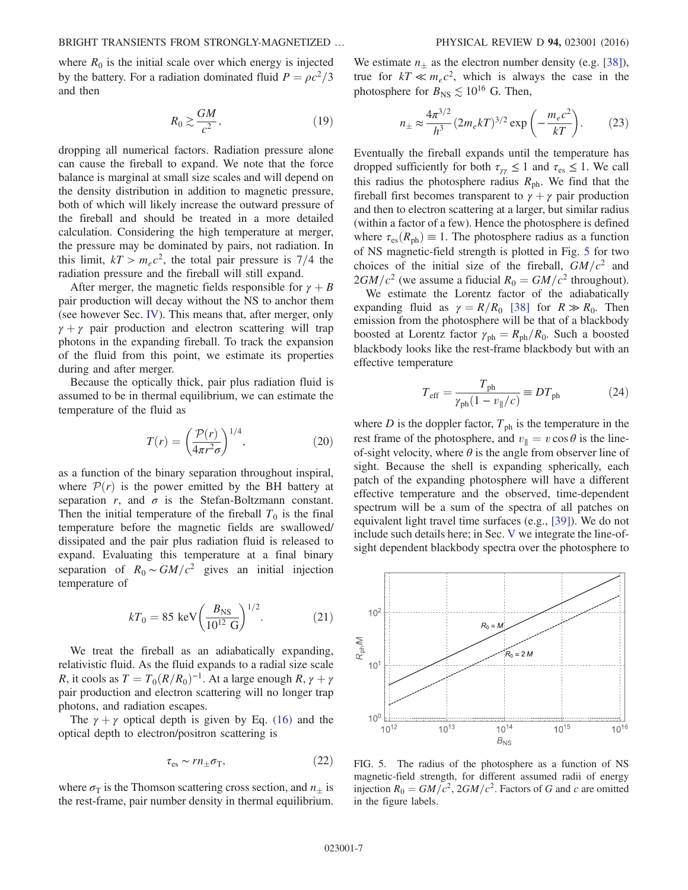where $R_0$ is the initial scale over which energy is injected by the battery. For a radiation dominated fluid $P = \rho c^2/3$ and then

$$R_0 \gtrsim \frac{GM}{c^2}, \tag{19}$$

dropping all numerical factors. Radiation pressure alone can cause the fireball to expand. We note that the force balance is marginal at small size scales and will depend on the density distribution in addition to magnetic pressure, both of which will likely increase the outward pressure of the fireball and should be treated in a more detailed calculation. Considering the high temperature at merger, the pressure may be dominated by pairs, not radiation. In this limit, $kT > m_e c^2$, the total pair pressure is 7/4 the radiation pressure and the fireball will still expand.

After merger, the magnetic fields responsible for $\gamma + B$ pair production will decay without the NS to anchor them (see however Sec. IV). This means that, after merger, only $\gamma + \gamma$ pair production and electron scattering will trap photons in the expanding fireball. To track the expansion of the fluid from this point, we estimate its properties during and after merger.

Because the optically thick, pair plus radiation fluid is assumed to be in thermal equilibrium, we can estimate the temperature of the fluid as

$$T(r) = \left(\frac{\mathcal{P}(r)}{4\pi r^2 \sigma}\right)^{1/4}, \tag{20}$$

as a function of the binary separation throughout inspiral, where $\mathcal{P}(r)$ is the power emitted by the BH battery at separation $r$, and $\sigma$ is the Stefan-Boltzmann constant. Then the initial temperature of the fireball $T_0$ is the final temperature before the magnetic fields are swallowed/dissipated and the pair plus radiation fluid is released to expand. Evaluating this temperature at a final binary separation of $R_0 \sim GM/c^2$ gives an initial injection temperature of

$$kT_0 = 85 \text{ keV}\left(\frac{B_{\rm NS}}{10^{12} \text{ G}}\right)^{1/2}. \tag{21}$$

We treat the fireball as an adiabatically expanding, relativistic fluid. As the fluid expands to a radial size scale $R$, it cools as $T = T_0(R/R_0)^{-1}$. At a large enough $R$, $\gamma + \gamma$ pair production and electron scattering will no longer trap photons, and radiation escapes.

The $\gamma + \gamma$ optical depth is given by Eq. (16) and the optical depth to electron/positron scattering is

$$\tau_{\rm es} \sim r n_{\pm} \sigma_{\rm T}, \tag{22}$$

where $\sigma_{\rm T}$ is the Thomson scattering cross section, and $n_{\pm}$ is the rest-frame, pair number density in thermal equilibrium. We estimate $n_{\pm}$ as the electron number density (e.g. [38]), true for $kT \ll m_e c^2$, which is always the case in the photosphere for $B_{\rm NS} \lesssim 10^{16}$ G. Then,

$$n_{\pm} \approx \frac{4\pi^{3/2}}{h^3}(2 m_e kT)^{3/2} \exp\left(-\frac{m_e c^2}{kT}\right). \tag{23}$$

Eventually the fireball expands until the temperature has dropped sufficiently for both $\tau_{\gamma\gamma} \leq 1$ and $\tau_{\rm es} \leq 1$. We call this radius the photosphere radius $R_{\rm ph}$. We find that the fireball first becomes transparent to $\gamma + \gamma$ pair production and then to electron scattering at a larger, but similar radius (within a factor of a few). Hence the photosphere is defined where $\tau_{\rm es}(R_{\rm ph}) \equiv 1$. The photosphere radius as a function of NS magnetic-field strength is plotted in Fig. 5 for two choices of the initial size of the fireball, $GM/c^2$ and $2GM/c^2$ (we assume a fiducial $R_0 = GM/c^2$ throughout).

We estimate the Lorentz factor of the adiabatically expanding fluid as $\gamma = R/R_0$ [38] for $R \gg R_0$. Then emission from the photosphere will be that of a blackbody boosted at Lorentz factor $\gamma_{\rm ph} = R_{\rm ph}/R_0$. Such a boosted blackbody looks like the rest-frame blackbody but with an effective temperature

$$T_{\rm eff} = \frac{T_{\rm ph}}{\gamma_{\rm ph}(1 - v_{\parallel}/c)} \equiv D T_{\rm ph} \tag{24}$$

where $D$ is the doppler factor, $T_{\rm ph}$ is the temperature in the rest frame of the photosphere, and $v_{\parallel} = v\cos\theta$ is the line-of-sight velocity, where $\theta$ is the angle from observer line of sight. Because the shell is expanding spherically, each patch of the expanding photosphere will have a different effective temperature and the observed, time-dependent spectrum will be a sum of the spectra of all patches on equivalent light travel time surfaces (e.g., [39]). We do not include such details here; in Sec. V we integrate the line-of-sight dependent blackbody spectra over the photosphere to

$R_{\rm ph}/M$

$10^0$
$10^1$
$10^2$

$R_0 = M$

$R_0 = 2M$

$10^{12}$ $10^{13}$ $10^{14}$ $10^{15}$ $10^{16}$

$B_{\rm NS}$

FIG. 5. The radius of the photosphere as a function of NS magnetic-field strength, for different assumed radii of energy injection $R_0 = GM/c^2, 2GM/c^2$. Factors of $G$ and $c$ are omitted in the figure labels.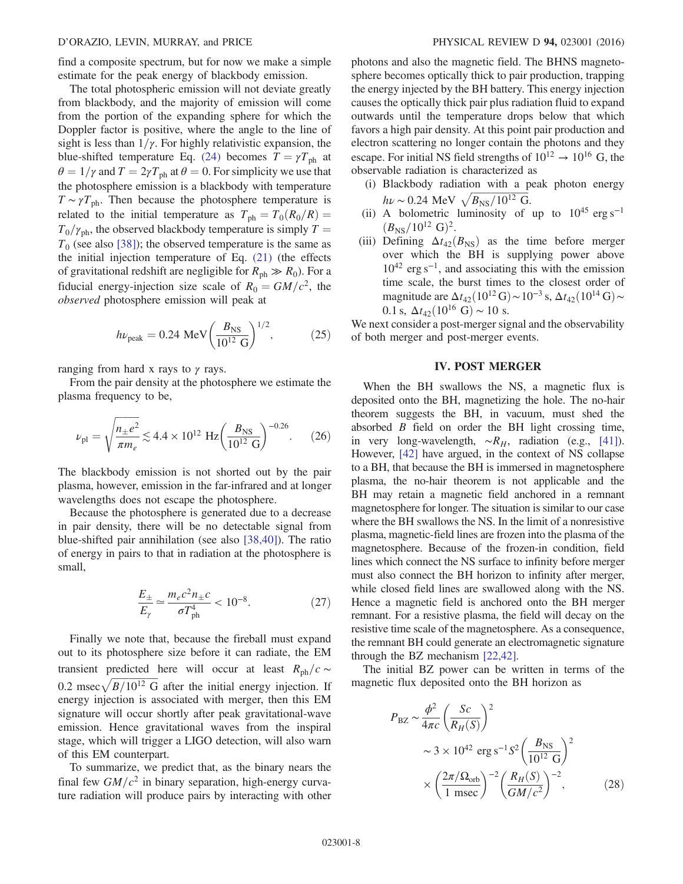find a composite spectrum, but for now we make a simple estimate for the peak energy of blackbody emission.

The total photospheric emission will not deviate greatly from blackbody, and the majority of emission will come from the portion of the expanding sphere for which the Doppler factor is positive, where the angle to the line of sight is less than $1/\gamma$. For highly relativistic expansion, the blue-shifted temperature Eq. (24) becomes $T = \gamma T_{\rm ph}$ at $\theta = 1/\gamma$ and $T = 2\gamma T_{\rm ph}$ at $\theta = 0$. For simplicity we use that the photosphere emission is a blackbody with temperature $T \sim \gamma T_{\rm ph}$. Then because the photosphere temperature is related to the initial temperature as $T_{\rm ph} = T_0(R_0/R) = T_0/\gamma_{\rm ph}$, the observed blackbody temperature is simply $T = T_0$ (see also [38]); the observed temperature is the same as the initial injection temperature of Eq. (21) (the effects of gravitational redshift are negligible for $R_{\rm ph} \gg R_0$). For a fiducial energy-injection size scale of $R_0 = GM/c^2$, the *observed* photosphere emission will peak at

$$h\nu_{\rm peak} = 0.24\ {\rm MeV}\left(\frac{B_{\rm NS}}{10^{12}\ {\rm G}}\right)^{1/2}, \tag{25}$$

ranging from hard x rays to $\gamma$ rays.

From the pair density at the photosphere we estimate the plasma frequency to be,

$$\nu_{\rm pl} = \sqrt{\frac{n_{\pm}e^2}{\pi m_e}} \lesssim 4.4 \times 10^{12}\ {\rm Hz}\left(\frac{B_{\rm NS}}{10^{12}\ {\rm G}}\right)^{-0.26}. \tag{26}$$

The blackbody emission is not shorted out by the pair plasma, however, emission in the far-infrared and at longer wavelengths does not escape the photosphere.

Because the photosphere is generated due to a decrease in pair density, there will be no detectable signal from blue-shifted pair annihilation (see also [38,40]). The ratio of energy in pairs to that in radiation at the photosphere is small,

$$\frac{E_{\pm}}{E_{\gamma}} \simeq \frac{m_e c^2 n_{\pm} c}{\sigma T_{\rm ph}^4} < 10^{-8}. \tag{27}$$

Finally we note that, because the fireball must expand out to its photosphere size before it can radiate, the EM transient predicted here will occur at least $R_{\rm ph}/c \sim 0.2\ {\rm msec}\sqrt{B/10^{12}\ {\rm G}}$ after the initial energy injection. If energy injection is associated with merger, then this EM signature will occur shortly after peak gravitational-wave emission. Hence gravitational waves from the inspiral stage, which will trigger a LIGO detection, will also warn of this EM counterpart.

To summarize, we predict that, as the binary nears the final few $GM/c^2$ in binary separation, high-energy curvature radiation will produce pairs by interacting with other photons and also the magnetic field. The BHNS magnetosphere becomes optically thick to pair production, trapping the energy injected by the BH battery. This energy injection causes the optically thick pair plus radiation fluid to expand outwards until the temperature drops below that which favors a high pair density. At this point pair production and electron scattering no longer contain the photons and they escape. For initial NS field strengths of $10^{12} \rightarrow 10^{16}$ G, the observable radiation is characterized as

(i) Blackbody radiation with a peak photon energy $h\nu \sim 0.24\ {\rm MeV}\ \sqrt{B_{\rm NS}/10^{12}\ {\rm G}}$.

(ii) A bolometric luminosity of up to $10^{45}\ {\rm erg\,s^{-1}}$ $(B_{\rm NS}/10^{12}\ {\rm G})^2$.

(iii) Defining $\Delta t_{42}(B_{\rm NS})$ as the time before merger over which the BH is supplying power above $10^{42}\ {\rm erg\,s^{-1}}$, and associating this with the emission time scale, the burst times to the closest order of magnitude are $\Delta t_{42}(10^{12}\ {\rm G}) \sim 10^{-3}$ s, $\Delta t_{42}(10^{14}\ {\rm G}) \sim 0.1$ s, $\Delta t_{42}(10^{16}\ {\rm G}) \sim 10$ s.

We next consider a post-merger signal and the observability of both merger and post-merger events.

## IV. POST MERGER

When the BH swallows the NS, a magnetic flux is deposited onto the BH, magnetizing the hole. The no-hair theorem suggests the BH, in vacuum, must shed the absorbed $B$ field on order the BH light crossing time, in very long-wavelength, $\sim R_H$, radiation (e.g., [41]). However, [42] have argued, in the context of NS collapse to a BH, that because the BH is immersed in magnetosphere plasma, the no-hair theorem is not applicable and the BH may retain a magnetic field anchored in a remnant magnetosphere for longer. The situation is similar to our case where the BH swallows the NS. In the limit of a nonresistive plasma, magnetic-field lines are frozen into the plasma of the magnetosphere. Because of the frozen-in condition, field lines which connect the NS surface to infinity before merger must also connect the BH horizon to infinity after merger, while closed field lines are swallowed along with the NS. Hence a magnetic field is anchored onto the BH merger remnant. For a resistive plasma, the field will decay on the resistive time scale of the magnetosphere. As a consequence, the remnant BH could generate an electromagnetic signature through the BZ mechanism [22,42].

The initial BZ power can be written in terms of the magnetic flux deposited onto the BH horizon as

$$\begin{aligned} P_{\rm BZ} &\sim \frac{\phi^2}{4\pi c}\left(\frac{Sc}{R_H(S)}\right)^2 \\ &\sim 3 \times 10^{42}\ {\rm erg\,s^{-1}}\, S^2 \left(\frac{B_{\rm NS}}{10^{12}\ {\rm G}}\right)^2 \\ &\quad \times \left(\frac{2\pi/\Omega_{\rm orb}}{1\ {\rm msec}}\right)^{-2}\left(\frac{R_H(S)}{GM/c^2}\right)^{-2}, \end{aligned} \tag{28}$$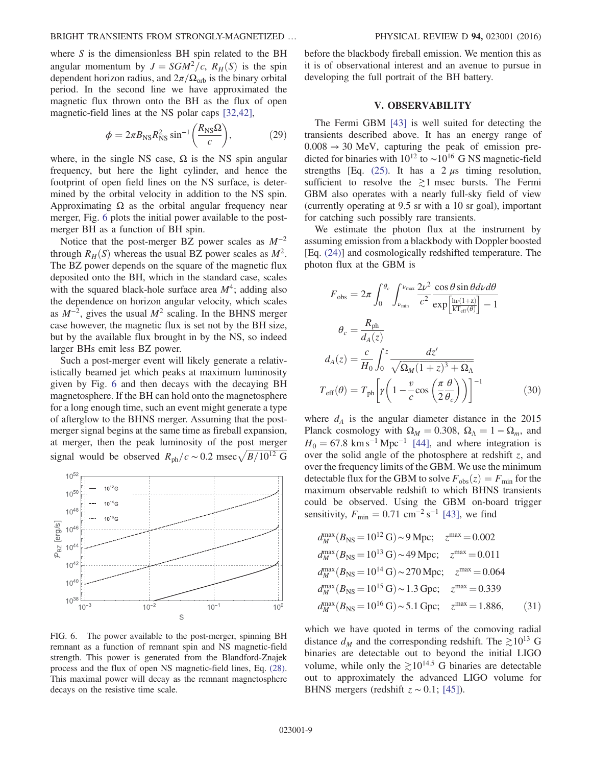where $S$ is the dimensionless BH spin related to the BH angular momentum by $J = SGM^2/c$, $R_H(S)$ is the spin dependent horizon radius, and $2\pi/\Omega_{\rm orb}$ is the binary orbital period. In the second line we have approximated the magnetic flux thrown onto the BH as the flux of open magnetic-field lines at the NS polar caps [32,42],

$$\phi = 2\pi B_{\rm NS} R_{\rm NS}^2 \sin^{-1}\left(\frac{R_{\rm NS}\Omega}{c}\right), \tag{29}$$

where, in the single NS case, $\Omega$ is the NS spin angular frequency, but here the light cylinder, and hence the footprint of open field lines on the NS surface, is determined by the orbital velocity in addition to the NS spin. Approximating $\Omega$ as the orbital angular frequency near merger, Fig. 6 plots the initial power available to the post-merger BH as a function of BH spin.

Notice that the post-merger BZ power scales as $M^{-2}$ through $R_H(S)$ whereas the usual BZ power scales as $M^2$. The BZ power depends on the square of the magnetic flux deposited onto the BH, which in the standard case, scales with the squared black-hole surface area $M^4$; adding also the dependence on horizon angular velocity, which scales as $M^{-2}$, gives the usual $M^2$ scaling. In the BHNS merger case however, the magnetic flux is set not by the BH size, but by the available flux brought in by the NS, so indeed larger BHs emit less BZ power.

Such a post-merger event will likely generate a relativistically beamed jet which peaks at maximum luminosity given by Fig. 6 and then decays with the decaying BH magnetosphere. If the BH can hold onto the magnetosphere for a long enough time, such an event might generate a type of afterglow to the BHNS merger. Assuming that the post-merger signal begins at the same time as fireball emission, at merger, then the peak luminosity of the post merger signal would be observed $R_{\rm ph}/c \sim 0.2\ {\rm msec}\sqrt{B/10^{12}\ {\rm G}}$

$10^{52}$
$10^{50}$
$10^{48}$
$10^{46}$
$10^{44}$
$10^{42}$
$10^{40}$
$10^{38}$
$\mathcal{P}_{\rm BZ}$ [erg/s]
$10^{12}$G
$10^{14}$G
$10^{16}$G
$10^{-3}$
$10^{-2}$
$10^{-1}$
$10^{0}$
S

FIG. 6. The power available to the post-merger, spinning BH remnant as a function of remnant spin and NS magnetic-field strength. This power is generated from the Blandford-Znajek process and the flux of open NS magnetic-field lines, Eq. (28). This maximal power will decay as the remnant magnetosphere decays on the resistive time scale.

before the blackbody fireball emission. We mention this as it is of observational interest and an avenue to pursue in developing the full portrait of the BH battery.

## V. OBSERVABILITY

The Fermi GBM [43] is well suited for detecting the transients described above. It has an energy range of $0.008 \to 30$ MeV, capturing the peak of emission predicted for binaries with $10^{12}$ to $\sim 10^{16}$ G NS magnetic-field strengths [Eq. (25). It has a $2\ \mu$s timing resolution, sufficient to resolve the $\gtrsim 1$ msec bursts. The Fermi GBM also operates with a nearly full-sky field of view (currently operating at 9.5 sr with a 10 sr goal), important for catching such possibly rare transients.

We estimate the photon flux at the instrument by assuming emission from a blackbody with Doppler boosted [Eq. (24)] and cosmologically redshifted temperature. The photon flux at the GBM is

$$\begin{aligned}
F_{\rm obs} &= 2\pi \int_0^{\theta_c} \int_{\nu_{\rm min}}^{\nu_{\rm max}} \frac{2\nu^2}{c^2} \frac{\cos\theta \sin\theta d\nu d\theta}{\exp\left[\frac{h\nu(1+z)}{kT_{\rm eff}(\theta)}\right] - 1} \\
\theta_c &= \frac{R_{\rm ph}}{d_A(z)} \\
d_A(z) &= \frac{c}{H_0}\int_0^z \frac{dz'}{\sqrt{\Omega_M(1+z)^3 + \Omega_\Lambda}} \\
T_{\rm eff}(\theta) &= T_{\rm ph}\left[\gamma\left(1 - \frac{v}{c}\cos\left(\frac{\pi}{2}\frac{\theta}{\theta_c}\right)\right)\right]^{-1}
\end{aligned} \tag{30}$$

where $d_A$ is the angular diameter distance in the 2015 Planck cosmology with $\Omega_M = 0.308$, $\Omega_\Lambda = 1 - \Omega_m$, and $H_0 = 67.8\ {\rm km\,s^{-1}\,Mpc^{-1}}$ [44], and where integration is over the solid angle of the photosphere at redshift $z$, and over the frequency limits of the GBM. We use the minimum detectable flux for the GBM to solve $F_{\rm obs}(z) = F_{\rm min}$ for the maximum observable redshift to which BHNS transients could be observed. Using the GBM on-board trigger sensitivity, $F_{\rm min} = 0.71\ {\rm cm^{-2}\,s^{-1}}$ [43], we find

$$\begin{aligned}
&d_M^{\rm max}(B_{\rm NS} = 10^{12}\ {\rm G}) \sim 9\ {\rm Mpc}; \quad z^{\rm max} = 0.002 \\
&d_M^{\rm max}(B_{\rm NS} = 10^{13}\ {\rm G}) \sim 49\ {\rm Mpc}; \quad z^{\rm max} = 0.011 \\
&d_M^{\rm max}(B_{\rm NS} = 10^{14}\ {\rm G}) \sim 270\ {\rm Mpc}; \quad z^{\rm max} = 0.064 \\
&d_M^{\rm max}(B_{\rm NS} = 10^{15}\ {\rm G}) \sim 1.3\ {\rm Gpc}; \quad z^{\rm max} = 0.339 \\
&d_M^{\rm max}(B_{\rm NS} = 10^{16}\ {\rm G}) \sim 5.1\ {\rm Gpc}; \quad z^{\rm max} = 1.886,
\end{aligned} \tag{31}$$

which we have quoted in terms of the comoving radial distance $d_M$ and the corresponding redshift. The $\gtrsim 10^{13}$ G binaries are detectable out to beyond the initial LIGO volume, while only the $\gtrsim 10^{14.5}$ G binaries are detectable out to approximately the advanced LIGO volume for BHNS mergers (redshift $z \sim 0.1$; [45]).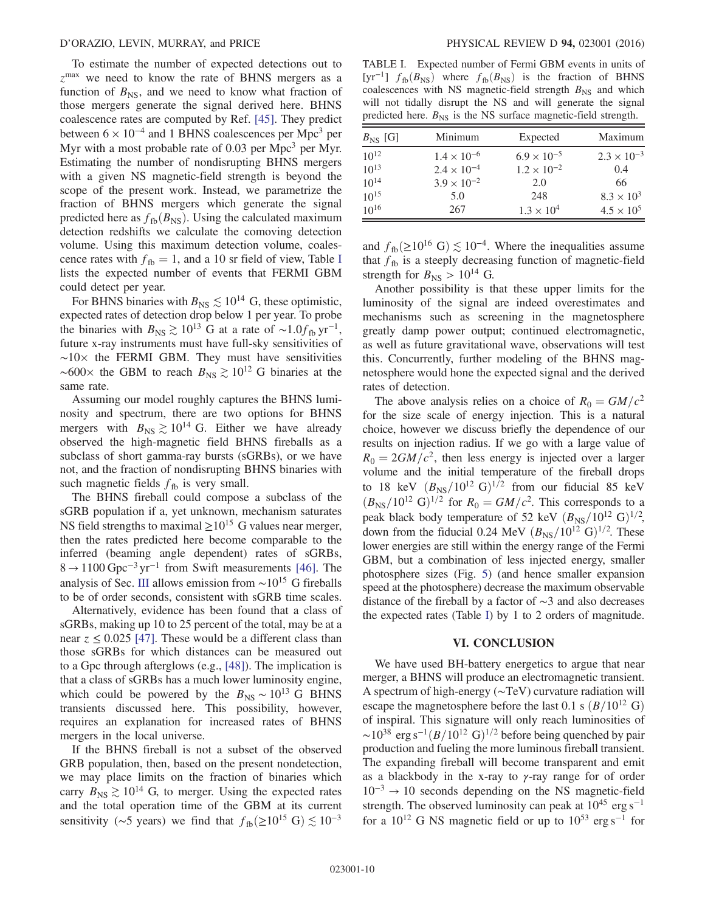To estimate the number of expected detections out to $z^{\max}$ we need to know the rate of BHNS mergers as a function of $B_{\rm NS}$, and we need to know what fraction of those mergers generate the signal derived here. BHNS coalescence rates are computed by Ref. [45]. They predict between $6 \times 10^{-4}$ and 1 BHNS coalescences per Mpc$^3$ per Myr with a most probable rate of 0.03 per Mpc$^3$ per Myr. Estimating the number of nondisrupting BHNS mergers with a given NS magnetic-field strength is beyond the scope of the present work. Instead, we parametrize the fraction of BHNS mergers which generate the signal predicted here as $f_{\rm fb}(B_{\rm NS})$. Using the calculated maximum detection redshifts we calculate the comoving detection volume. Using this maximum detection volume, coalescence rates with $f_{\rm fb} = 1$, and a 10 sr field of view, Table I lists the expected number of events that FERMI GBM could detect per year.

For BHNS binaries with $B_{\rm NS} \lesssim 10^{14}$ G, these optimistic, expected rates of detection drop below 1 per year. To probe the binaries with $B_{\rm NS} \gtrsim 10^{13}$ G at a rate of $\sim 1.0 f_{\rm fb}\,{\rm yr}^{-1}$, future x-ray instruments must have full-sky sensitivities of $\sim 10\times$ the FERMI GBM. They must have sensitivities $\sim 600\times$ the GBM to reach $B_{\rm NS} \gtrsim 10^{12}$ G binaries at the same rate.

Assuming our model roughly captures the BHNS luminosity and spectrum, there are two options for BHNS mergers with $B_{\rm NS} \gtrsim 10^{14}$ G. Either we have already observed the high-magnetic field BHNS fireballs as a subclass of short gamma-ray bursts (sGRBs), or we have not, and the fraction of nondisrupting BHNS binaries with such magnetic fields $f_{\rm fb}$ is very small.

The BHNS fireball could compose a subclass of the sGRB population if a, yet unknown, mechanism saturates NS field strengths to maximal $\geq 10^{15}$ G values near merger, then the rates predicted here become comparable to the inferred (beaming angle dependent) rates of sGRBs, $8 \rightarrow 1100\,{\rm Gpc}^{-3}\,{\rm yr}^{-1}$ from Swift measurements [46]. The analysis of Sec. III allows emission from $\sim 10^{15}$ G fireballs to be of order seconds, consistent with sGRB time scales.

Alternatively, evidence has been found that a class of sGRBs, making up 10 to 25 percent of the total, may be at a near $z \leq 0.025$ [47]. These would be a different class than those sGRBs for which distances can be measured out to a Gpc through afterglows (e.g., [48]). The implication is that a class of sGRBs has a much lower luminosity engine, which could be powered by the $B_{\rm NS} \sim 10^{13}$ G BHNS transients discussed here. This possibility, however, requires an explanation for increased rates of BHNS mergers in the local universe.

If the BHNS fireball is not a subset of the observed GRB population, then, based on the present nondetection, we may place limits on the fraction of binaries which carry $B_{\rm NS} \gtrsim 10^{14}$ G, to merger. Using the expected rates and the total operation time of the GBM at its current sensitivity ($\sim 5$ years) we find that $f_{\rm fb}(\geq 10^{15}\ {\rm G}) \lesssim 10^{-3}$ and $f_{\rm fb}(\geq 10^{16}\ {\rm G}) \lesssim 10^{-4}$. Where the inequalities assume that $f_{\rm fb}$ is a steeply decreasing function of magnetic-field strength for $B_{\rm NS} > 10^{14}$ G.

TABLE I. Expected number of Fermi GBM events in units of $[{\rm yr}^{-1}]\ f_{\rm fb}(B_{\rm NS})$ where $f_{\rm fb}(B_{\rm NS})$ is the fraction of BHNS coalescences with NS magnetic-field strength $B_{\rm NS}$ and which will not tidally disrupt the NS and will generate the signal predicted here. $B_{\rm NS}$ is the NS surface magnetic-field strength.

| $B_{\rm NS}$ [G] | Minimum | Expected | Maximum |
| --- | --- | --- | --- |
| $10^{12}$ | $1.4 \times 10^{-6}$ | $6.9 \times 10^{-5}$ | $2.3 \times 10^{-3}$ |
| $10^{13}$ | $2.4 \times 10^{-4}$ | $1.2 \times 10^{-2}$ | 0.4 |
| $10^{14}$ | $3.9 \times 10^{-2}$ | 2.0 | 66 |
| $10^{15}$ | 5.0 | 248 | $8.3 \times 10^{3}$ |
| $10^{16}$ | 267 | $1.3 \times 10^{4}$ | $4.5 \times 10^{5}$ |

Another possibility is that these upper limits for the luminosity of the signal are indeed overestimates and mechanisms such as screening in the magnetosphere greatly damp power output; continued electromagnetic, as well as future gravitational wave, observations will test this. Concurrently, further modeling of the BHNS magnetosphere would hone the expected signal and the derived rates of detection.

The above analysis relies on a choice of $R_0 = GM/c^2$ for the size scale of energy injection. This is a natural choice, however we discuss briefly the dependence of our results on injection radius. If we go with a large value of $R_0 = 2GM/c^2$, then less energy is injected over a larger volume and the initial temperature of the fireball drops to 18 keV $(B_{\rm NS}/10^{12}\ {\rm G})^{1/2}$ from our fiducial 85 keV $(B_{\rm NS}/10^{12}\ {\rm G})^{1/2}$ for $R_0 = GM/c^2$. This corresponds to a peak black body temperature of 52 keV $(B_{\rm NS}/10^{12}\ {\rm G})^{1/2}$, down from the fiducial 0.24 MeV $(B_{\rm NS}/10^{12}\ {\rm G})^{1/2}$. These lower energies are still within the energy range of the Fermi GBM, but a combination of less injected energy, smaller photosphere sizes (Fig. 5) (and hence smaller expansion speed at the photosphere) decrease the maximum observable distance of the fireball by a factor of $\sim 3$ and also decreases the expected rates (Table I) by 1 to 2 orders of magnitude.

## VI. CONCLUSION

We have used BH-battery energetics to argue that near merger, a BHNS will produce an electromagnetic transient. A spectrum of high-energy ($\sim$TeV) curvature radiation will escape the magnetosphere before the last 0.1 s $(B/10^{12}\ {\rm G})$ of inspiral. This signature will only reach luminosities of $\sim 10^{38}\ {\rm erg\,s^{-1}}(B/10^{12}\ {\rm G})^{1/2}$ before being quenched by pair production and fueling the more luminous fireball transient. The expanding fireball will become transparent and emit as a blackbody in the x-ray to $\gamma$-ray range for of order $10^{-3} \rightarrow 10$ seconds depending on the NS magnetic-field strength. The observed luminosity can peak at $10^{45}\ {\rm erg\,s^{-1}}$ for a $10^{12}$ G NS magnetic field or up to $10^{53}\ {\rm erg\,s^{-1}}$ for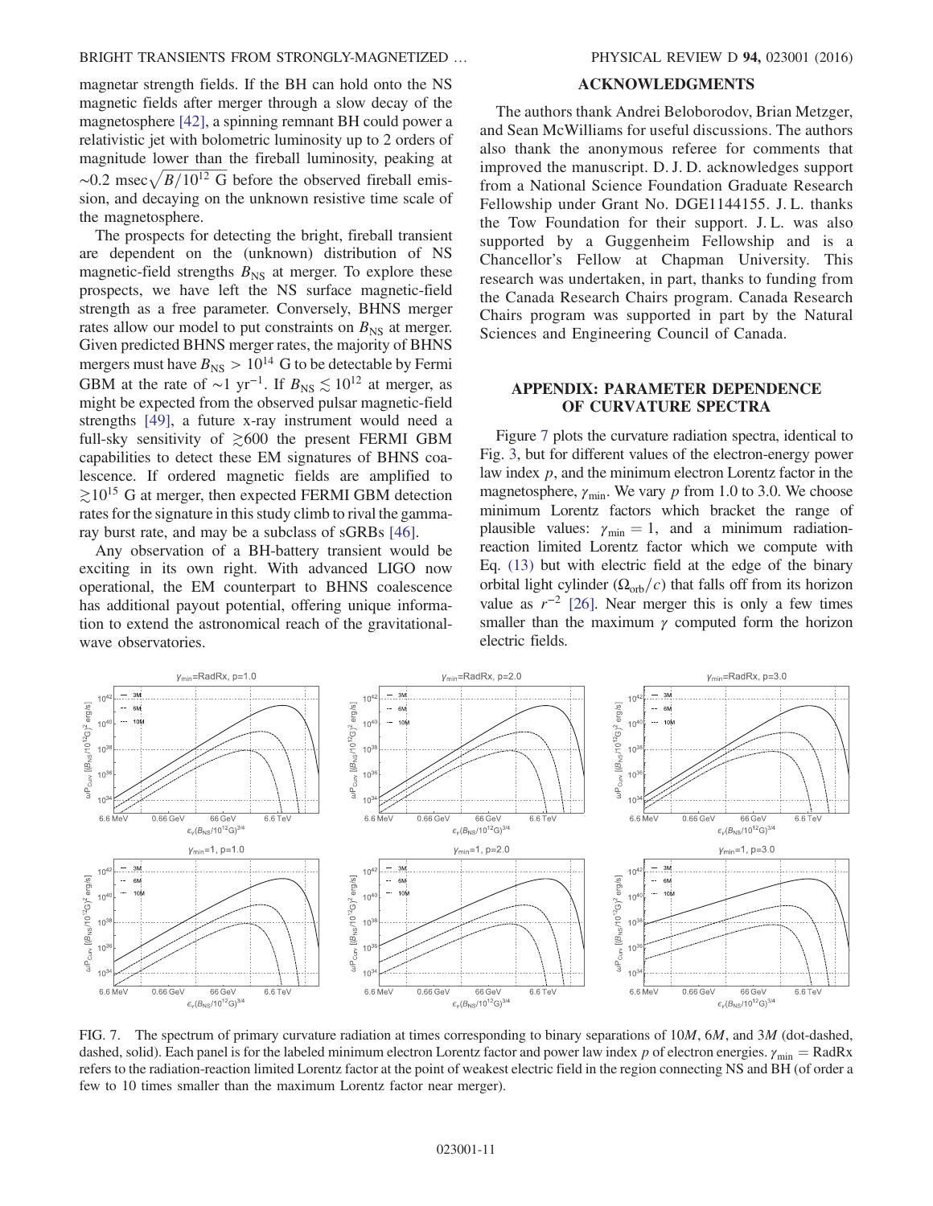magnetar strength fields. If the BH can hold onto the NS magnetic fields after merger through a slow decay of the magnetosphere [42], a spinning remnant BH could power a relativistic jet with bolometric luminosity up to 2 orders of magnitude lower than the fireball luminosity, peaking at $\sim 0.2$ msec$\sqrt{B/10^{12}\ \mathrm{G}}$ before the observed fireball emission, and decaying on the unknown resistive time scale of the magnetosphere.

The prospects for detecting the bright, fireball transient are dependent on the (unknown) distribution of NS magnetic-field strengths $B_{\mathrm{NS}}$ at merger. To explore these prospects, we have left the NS surface magnetic-field strength as a free parameter. Conversely, BHNS merger rates allow our model to put constraints on $B_{\mathrm{NS}}$ at merger. Given predicted BHNS merger rates, the majority of BHNS mergers must have $B_{\mathrm{NS}} > 10^{14}$ G to be detectable by Fermi GBM at the rate of $\sim 1\ \mathrm{yr}^{-1}$. If $B_{\mathrm{NS}} \lesssim 10^{12}$ at merger, as might be expected from the observed pulsar magnetic-field strengths [49], a future x-ray instrument would need a full-sky sensitivity of $\gtrsim 600$ the present FERMI GBM capabilities to detect these EM signatures of BHNS coalescence. If ordered magnetic fields are amplified to $\gtrsim 10^{15}$ G at merger, then expected FERMI GBM detection rates for the signature in this study climb to rival the gamma-ray burst rate, and may be a subclass of sGRBs [46].

Any observation of a BH-battery transient would be exciting in its own right. With advanced LIGO now operational, the EM counterpart to BHNS coalescence has additional payout potential, offering unique information to extend the astronomical reach of the gravitational-wave observatories.

## ACKNOWLEDGMENTS

The authors thank Andrei Beloborodov, Brian Metzger, and Sean McWilliams for useful discussions. The authors also thank the anonymous referee for comments that improved the manuscript. D. J. D. acknowledges support from a National Science Foundation Graduate Research Fellowship under Grant No. DGE1144155. J. L. thanks the Tow Foundation for their support. J. L. was also supported by a Guggenheim Fellowship and is a Chancellor's Fellow at Chapman University. This research was undertaken, in part, thanks to funding from the Canada Research Chairs program. Canada Research Chairs program was supported in part by the Natural Sciences and Engineering Council of Canada.

## APPENDIX: PARAMETER DEPENDENCE OF CURVATURE SPECTRA

Figure 7 plots the curvature radiation spectra, identical to Fig. 3, but for different values of the electron-energy power law index $p$, and the minimum electron Lorentz factor in the magnetosphere, $\gamma_{\mathrm{min}}$. We vary $p$ from 1.0 to 3.0. We choose minimum Lorentz factors which bracket the range of plausible values: $\gamma_{\mathrm{min}} = 1$, and a minimum radiation-reaction limited Lorentz factor which we compute with Eq. (13) but with electric field at the edge of the binary orbital light cylinder $(\Omega_{\mathrm{orb}}/c)$ that falls off from its horizon value as $r^{-2}$ [26]. Near merger this is only a few times smaller than the maximum $\gamma$ computed form the horizon electric fields.

$\gamma_{\mathrm{min}}$=RadRx, p=1.0
$\gamma_{\mathrm{min}}$=RadRx, p=2.0
$\gamma_{\mathrm{min}}$=RadRx, p=3.0
$\gamma_{\mathrm{min}}$=1, p=1.0
$\gamma_{\mathrm{min}}$=1, p=2.0
$\gamma_{\mathrm{min}}$=1, p=3.0

3M
6M
10M

$\omega P_{\mathrm{Curv}}\ [(B_{\mathrm{NS}}/10^{12}\mathrm{G})^2\ \mathrm{erg/s}]$

$10^{34}$ $10^{36}$ $10^{38}$ $10^{40}$ $10^{42}$

$\epsilon_\gamma (B_{\mathrm{NS}}/10^{12}\mathrm{G})^{3/4}$

6.6 MeV 0.66 GeV 66 GeV 6.6 TeV

FIG. 7. The spectrum of primary curvature radiation at times corresponding to binary separations of $10M$, $6M$, and $3M$ (dot-dashed, dashed, solid). Each panel is for the labeled minimum electron Lorentz factor and power law index $p$ of electron energies. $\gamma_{\mathrm{min}} = \mathrm{RadRx}$ refers to the radiation-reaction limited Lorentz factor at the point of weakest electric field in the region connecting NS and BH (of order a few to 10 times smaller than the maximum Lorentz factor near merger).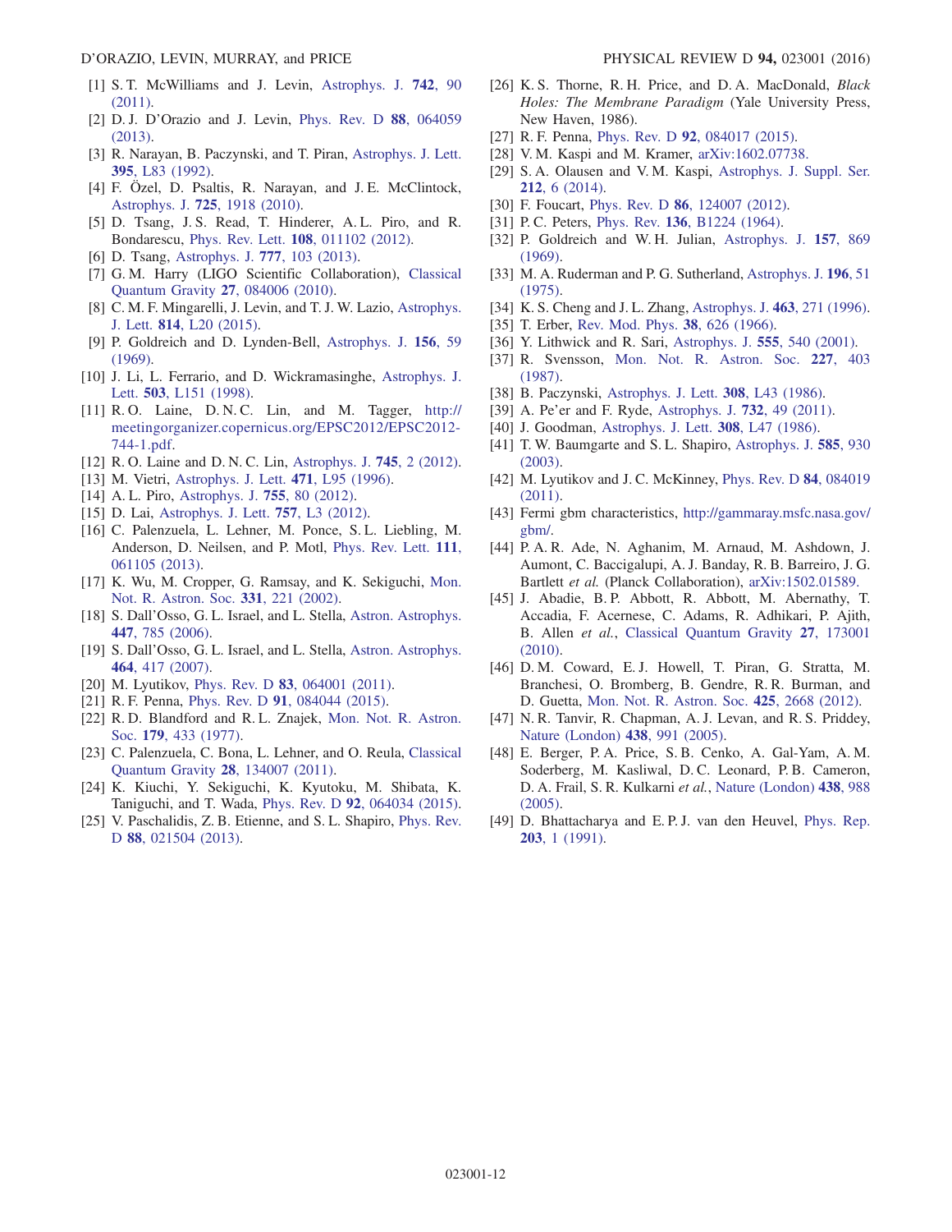[1] S. T. McWilliams and J. Levin, Astrophys. J. **742**, 90 (2011).

[2] D. J. D'Orazio and J. Levin, Phys. Rev. D **88**, 064059 (2013).

[3] R. Narayan, B. Paczynski, and T. Piran, Astrophys. J. Lett. **395**, L83 (1992).

[4] F. Özel, D. Psaltis, R. Narayan, and J. E. McClintock, Astrophys. J. **725**, 1918 (2010).

[5] D. Tsang, J. S. Read, T. Hinderer, A. L. Piro, and R. Bondarescu, Phys. Rev. Lett. **108**, 011102 (2012).

[6] D. Tsang, Astrophys. J. **777**, 103 (2013).

[7] G. M. Harry (LIGO Scientific Collaboration), Classical Quantum Gravity **27**, 084006 (2010).

[8] C. M. F. Mingarelli, J. Levin, and T. J. W. Lazio, Astrophys. J. Lett. **814**, L20 (2015).

[9] P. Goldreich and D. Lynden-Bell, Astrophys. J. **156**, 59 (1969).

[10] J. Li, L. Ferrario, and D. Wickramasinghe, Astrophys. J. Lett. **503**, L151 (1998).

[11] R. O. Laine, D. N. C. Lin, and M. Tagger, http://meetingorganizer.copernicus.org/EPSC2012/EPSC2012-744-1.pdf.

[12] R. O. Laine and D. N. C. Lin, Astrophys. J. **745**, 2 (2012).

[13] M. Vietri, Astrophys. J. Lett. **471**, L95 (1996).

[14] A. L. Piro, Astrophys. J. **755**, 80 (2012).

[15] D. Lai, Astrophys. J. Lett. **757**, L3 (2012).

[16] C. Palenzuela, L. Lehner, M. Ponce, S. L. Liebling, M. Anderson, D. Neilsen, and P. Motl, Phys. Rev. Lett. **111**, 061105 (2013).

[17] K. Wu, M. Cropper, G. Ramsay, and K. Sekiguchi, Mon. Not. R. Astron. Soc. **331**, 221 (2002).

[18] S. Dall'Osso, G. L. Israel, and L. Stella, Astron. Astrophys. **447**, 785 (2006).

[19] S. Dall'Osso, G. L. Israel, and L. Stella, Astron. Astrophys. **464**, 417 (2007).

[20] M. Lyutikov, Phys. Rev. D **83**, 064001 (2011).

[21] R. F. Penna, Phys. Rev. D **91**, 084044 (2015).

[22] R. D. Blandford and R. L. Znajek, Mon. Not. R. Astron. Soc. **179**, 433 (1977).

[23] C. Palenzuela, C. Bona, L. Lehner, and O. Reula, Classical Quantum Gravity **28**, 134007 (2011).

[24] K. Kiuchi, Y. Sekiguchi, K. Kyutoku, M. Shibata, K. Taniguchi, and T. Wada, Phys. Rev. D **92**, 064034 (2015).

[25] V. Paschalidis, Z. B. Etienne, and S. L. Shapiro, Phys. Rev. D **88**, 021504 (2013).

[26] K. S. Thorne, R. H. Price, and D. A. MacDonald, *Black Holes: The Membrane Paradigm* (Yale University Press, New Haven, 1986).

[27] R. F. Penna, Phys. Rev. D **92**, 084017 (2015).

[28] V. M. Kaspi and M. Kramer, arXiv:1602.07738.

[29] S. A. Olausen and V. M. Kaspi, Astrophys. J. Suppl. Ser. **212**, 6 (2014).

[30] F. Foucart, Phys. Rev. D **86**, 124007 (2012).

[31] P. C. Peters, Phys. Rev. **136**, B1224 (1964).

[32] P. Goldreich and W. H. Julian, Astrophys. J. **157**, 869 (1969).

[33] M. A. Ruderman and P. G. Sutherland, Astrophys. J. **196**, 51 (1975).

[34] K. S. Cheng and J. L. Zhang, Astrophys. J. **463**, 271 (1996).

[35] T. Erber, Rev. Mod. Phys. **38**, 626 (1966).

[36] Y. Lithwick and R. Sari, Astrophys. J. **555**, 540 (2001).

[37] R. Svensson, Mon. Not. R. Astron. Soc. **227**, 403 (1987).

[38] B. Paczynski, Astrophys. J. Lett. **308**, L43 (1986).

[39] A. Pe'er and F. Ryde, Astrophys. J. **732**, 49 (2011).

[40] J. Goodman, Astrophys. J. Lett. **308**, L47 (1986).

[41] T. W. Baumgarte and S. L. Shapiro, Astrophys. J. **585**, 930 (2003).

[42] M. Lyutikov and J. C. McKinney, Phys. Rev. D **84**, 084019 (2011).

[43] Fermi gbm characteristics, http://gammaray.msfc.nasa.gov/gbm/.

[44] P. A. R. Ade, N. Aghanim, M. Arnaud, M. Ashdown, J. Aumont, C. Baccigalupi, A. J. Banday, R. B. Barreiro, J. G. Bartlett *et al.* (Planck Collaboration), arXiv:1502.01589.

[45] J. Abadie, B. P. Abbott, R. Abbott, M. Abernathy, T. Accadia, F. Acernese, C. Adams, R. Adhikari, P. Ajith, B. Allen *et al.*, Classical Quantum Gravity **27**, 173001 (2010).

[46] D. M. Coward, E. J. Howell, T. Piran, G. Stratta, M. Branchesi, O. Bromberg, B. Gendre, R. R. Burman, and D. Guetta, Mon. Not. R. Astron. Soc. **425**, 2668 (2012).

[47] N. R. Tanvir, R. Chapman, A. J. Levan, and R. S. Priddey, Nature (London) **438**, 991 (2005).

[48] E. Berger, P. A. Price, S. B. Cenko, A. Gal-Yam, A. M. Soderberg, M. Kasliwal, D. C. Leonard, P. B. Cameron, D. A. Frail, S. R. Kulkarni *et al.*, Nature (London) **438**, 988 (2005).

[49] D. Bhattacharya and E. P. J. van den Heuvel, Phys. Rep. **203**, 1 (1991).